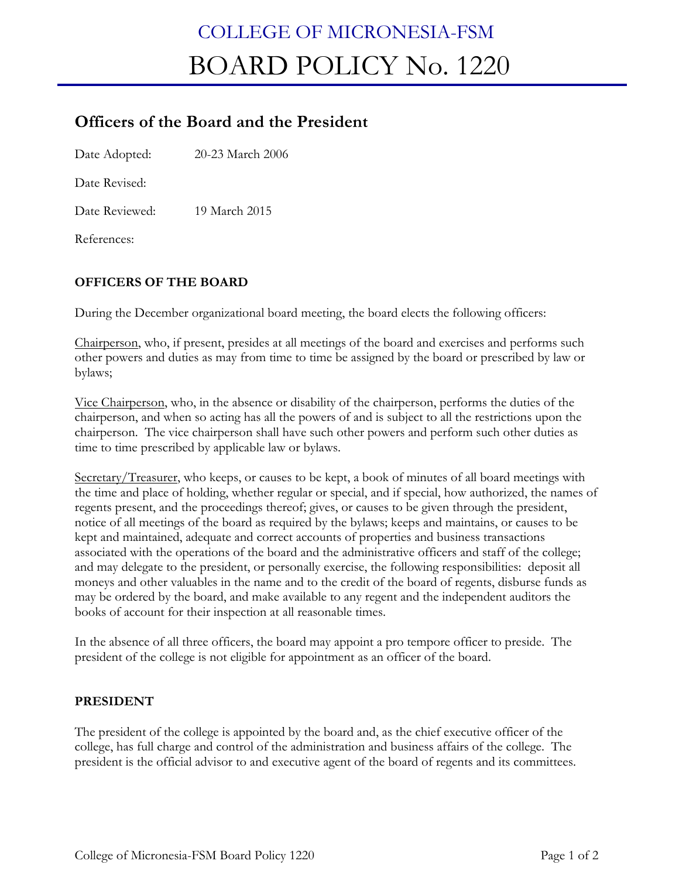# COLLEGE OF MICRONESIA-FSM

# BOARD POLICY No. 1220

## Officers of the Board and the President

Date Adopted: 20-23 March 2006

Date Revised:

Date Reviewed: 19 March 2015

References:

### OFFICERS OF THE BOARD

During the December organizational board meeting, the board elects the following officers:

Chairperson, who, if present, presides at all meetings of the board and exercises and performs such other powers and duties as may from time to time be assigned by the board or prescribed by law or bylaws;

Vice Chairperson, who, in the absence or disability of the chairperson, performs the duties of the chairperson, and when so acting has all the powers of and is subject to all the restrictions upon the chairperson. The vice chairperson shall have such other powers and perform such other duties as time to time prescribed by applicable law or bylaws.

Secretary/Treasurer, who keeps, or causes to be kept, a book of minutes of all board meetings with the time and place of holding, whether regular or special, and if special, how authorized, the names of regents present, and the proceedings thereof; gives, or causes to be given through the president, notice of all meetings of the board as required by the bylaws; keeps and maintains, or causes to be kept and maintained, adequate and correct accounts of properties and business transactions associated with the operations of the board and the administrative officers and staff of the college; and may delegate to the president, or personally exercise, the following responsibilities: deposit all moneys and other valuables in the name and to the credit of the board of regents, disburse funds as may be ordered by the board, and make available to any regent and the independent auditors the books of account for their inspection at all reasonable times.

In the absence of all three officers, the board may appoint a pro tempore officer to preside. The president of the college is not eligible for appointment as an officer of the board.

### PRESIDENT

The president of the college is appointed by the board and, as the chief executive officer of the college, has full charge and control of the administration and business affairs of the college. The president is the official advisor to and executive agent of the board of regents and its committees.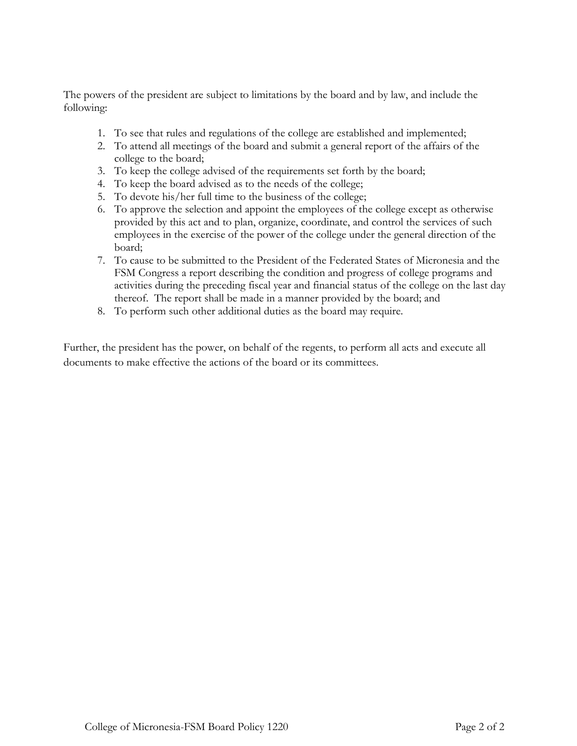The powers of the president are subject to limitations by the board and by law, and include the following:

1. To see that rules and regulations of the college are established and implemented;
2. To attend all meetings of the board and submit a general report of the affairs of the college to the board;
3. To keep the college advised of the requirements set forth by the board;
4. To keep the board advised as to the needs of the college;
5. To devote his/her full time to the business of the college;
6. To approve the selection and appoint the employees of the college except as otherwise provided by this act and to plan, organize, coordinate, and control the services of such employees in the exercise of the power of the college under the general direction of the board;
7. To cause to be submitted to the President of the Federated States of Micronesia and the FSM Congress a report describing the condition and progress of college programs and activities during the preceding fiscal year and financial status of the college on the last day thereof. The report shall be made in a manner provided by the board; and
8. To perform such other additional duties as the board may require.

Further, the president has the power, on behalf of the regents, to perform all acts and execute all documents to make effective the actions of the board or its committees.